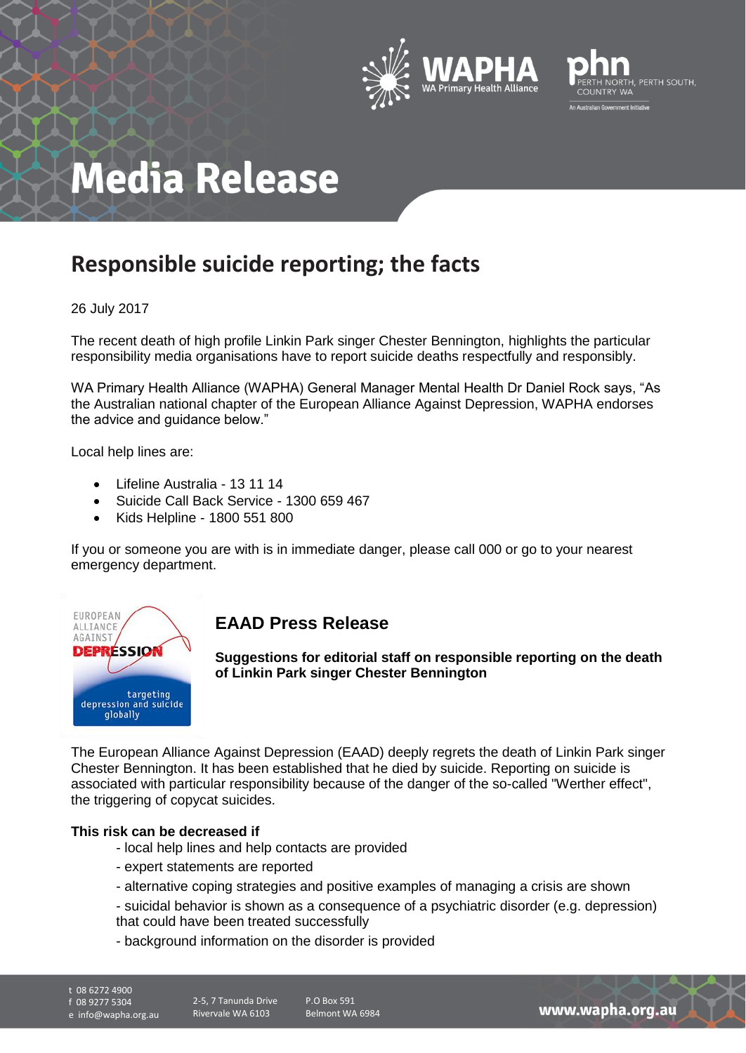# Media Release

## Responsible suicide reporting; the facts

26 July 2017

The recent death of high profile Linkin Park singer Chester Bennington, highlights the particular responsibility media organisations have to report suicide deaths respectfully and responsibly.

WA Primary Health Alliance (WAPHA) General Manager Mental Health Dr Daniel Rock says, "As the Australian national chapter of the European Alliance Against Depression, WAPHA endorses the advice and guidance below."

Local help lines are:

- Lifeline Australia - 13 11 14
- Suicide Call Back Service - 1300 659 467
- Kids Helpline - 1800 551 800

If you or someone you are with is in immediate danger, please call 000 or go to your nearest emergency department.

EUROPEAN ALLIANCE AGAINST DEPRESSION

targeting depression and suicide globally

### EAAD Press Release

**Suggestions for editorial staff on responsible reporting on the death of Linkin Park singer Chester Bennington**

The European Alliance Against Depression (EAAD) deeply regrets the death of Linkin Park singer Chester Bennington. It has been established that he died by suicide. Reporting on suicide is associated with particular responsibility because of the danger of the so-called "Werther effect", the triggering of copycat suicides.

**This risk can be decreased if**

- local help lines and help contacts are provided
- expert statements are reported
- alternative coping strategies and positive examples of managing a crisis are shown
- suicidal behavior is shown as a consequence of a psychiatric disorder (e.g. depression) that could have been treated successfully
- background information on the disorder is provided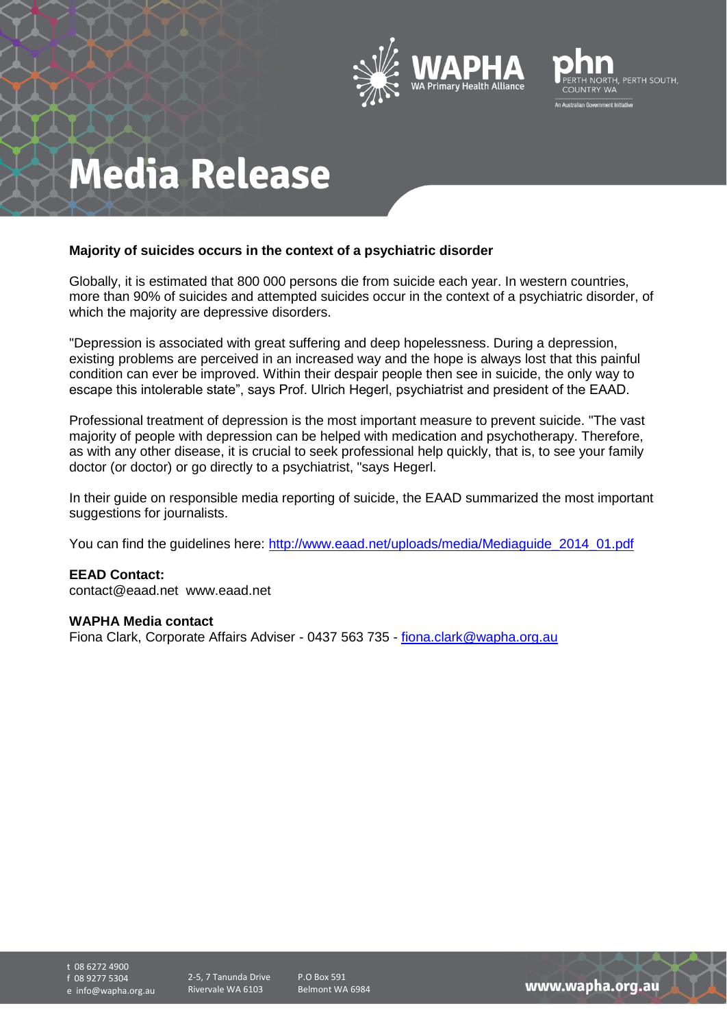# Media Release

**Majority of suicides occurs in the context of a psychiatric disorder**

Globally, it is estimated that 800 000 persons die from suicide each year. In western countries, more than 90% of suicides and attempted suicides occur in the context of a psychiatric disorder, of which the majority are depressive disorders.

"Depression is associated with great suffering and deep hopelessness. During a depression, existing problems are perceived in an increased way and the hope is always lost that this painful condition can ever be improved. Within their despair people then see in suicide, the only way to escape this intolerable state", says Prof. Ulrich Hegerl, psychiatrist and president of the EAAD.

Professional treatment of depression is the most important measure to prevent suicide. "The vast majority of people with depression can be helped with medication and psychotherapy. Therefore, as with any other disease, it is crucial to seek professional help quickly, that is, to see your family doctor (or doctor) or go directly to a psychiatrist, "says Hegerl.

In their guide on responsible media reporting of suicide, the EAAD summarized the most important suggestions for journalists.

You can find the guidelines here: http://www.eaad.net/uploads/media/Mediaguide_2014_01.pdf

**EEAD Contact:**
contact@eaad.net www.eaad.net

**WAPHA Media contact**
Fiona Clark, Corporate Affairs Adviser - 0437 563 735 - fiona.clark@wapha.org.au